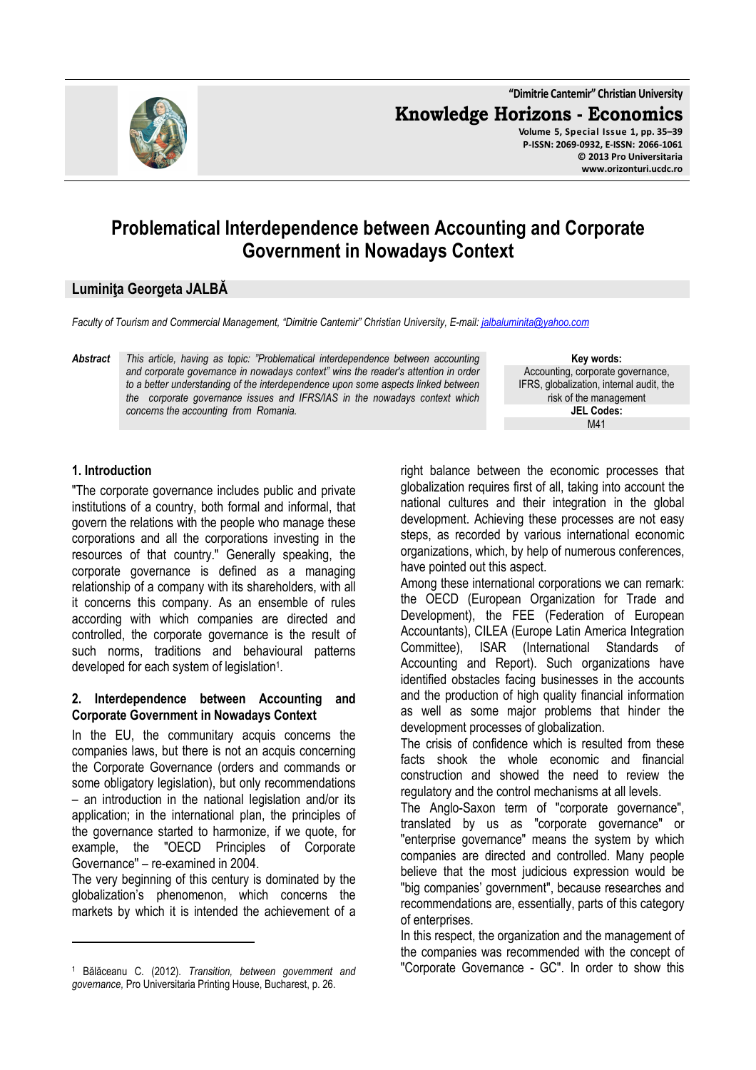# Problematical Interdependence between Accounting and Corporate Government in Nowadays Context

**Luminiţa Georgeta JALBĂ**

*Faculty of Tourism and Commercial Management, "Dimitrie Cantemir" Christian University, E-mail: jalbaluminita@yahoo.com*

***Abstract*** *This article, having as topic: "Problematical interdependence between accounting and corporate governance in nowadays context" wins the reader's attention in order to a better understanding of the interdependence upon some aspects linked between the corporate governance issues and IFRS/IAS in the nowadays context which concerns the accounting from Romania.*

**Key words:** Accounting, corporate governance, IFRS, globalization, internal audit, the risk of the management

**JEL Codes:** M41

## 1. Introduction

"The corporate governance includes public and private institutions of a country, both formal and informal, that govern the relations with the people who manage these corporations and all the corporations investing in the resources of that country." Generally speaking, the corporate governance is defined as a managing relationship of a company with its shareholders, with all it concerns this company. As an ensemble of rules according with which companies are directed and controlled, the corporate governance is the result of such norms, traditions and behavioural patterns developed for each system of legislation[1].

## 2. Interdependence between Accounting and Corporate Government in Nowadays Context

In the EU, the communitary acquis concerns the companies laws, but there is not an acquis concerning the Corporate Governance (orders and commands or some obligatory legislation), but only recommendations – an introduction in the national legislation and/or its application; in the international plan, the principles of the governance started to harmonize, if we quote, for example, the "OECD Principles of Corporate Governance" – re-examined in 2004.

The very beginning of this century is dominated by the globalization's phenomenon, which concerns the markets by which it is intended the achievement of a right balance between the economic processes that globalization requires first of all, taking into account the national cultures and their integration in the global development. Achieving these processes are not easy steps, as recorded by various international economic organizations, which, by help of numerous conferences, have pointed out this aspect.

Among these international corporations we can remark: the OECD (European Organization for Trade and Development), the FEE (Federation of European Accountants), CILEA (Europe Latin America Integration Committee), ISAR (International Standards of Accounting and Report). Such organizations have identified obstacles facing businesses in the accounts and the production of high quality financial information as well as some major problems that hinder the development processes of globalization.

The crisis of confidence which is resulted from these facts shook the whole economic and financial construction and showed the need to review the regulatory and the control mechanisms at all levels.

The Anglo-Saxon term of "corporate governance", translated by us as "corporate governance" or "enterprise governance" means the system by which companies are directed and controlled. Many people believe that the most judicious expression would be "big companies' government", because researches and recommendations are, essentially, parts of this category of enterprises.

In this respect, the organization and the management of the companies was recommended with the concept of "Corporate Governance - GC". In order to show this

---

[1] Bălăceanu C. (2012). *Transition, between government and governance,* Pro Universitaria Printing House, Bucharest, p. 26.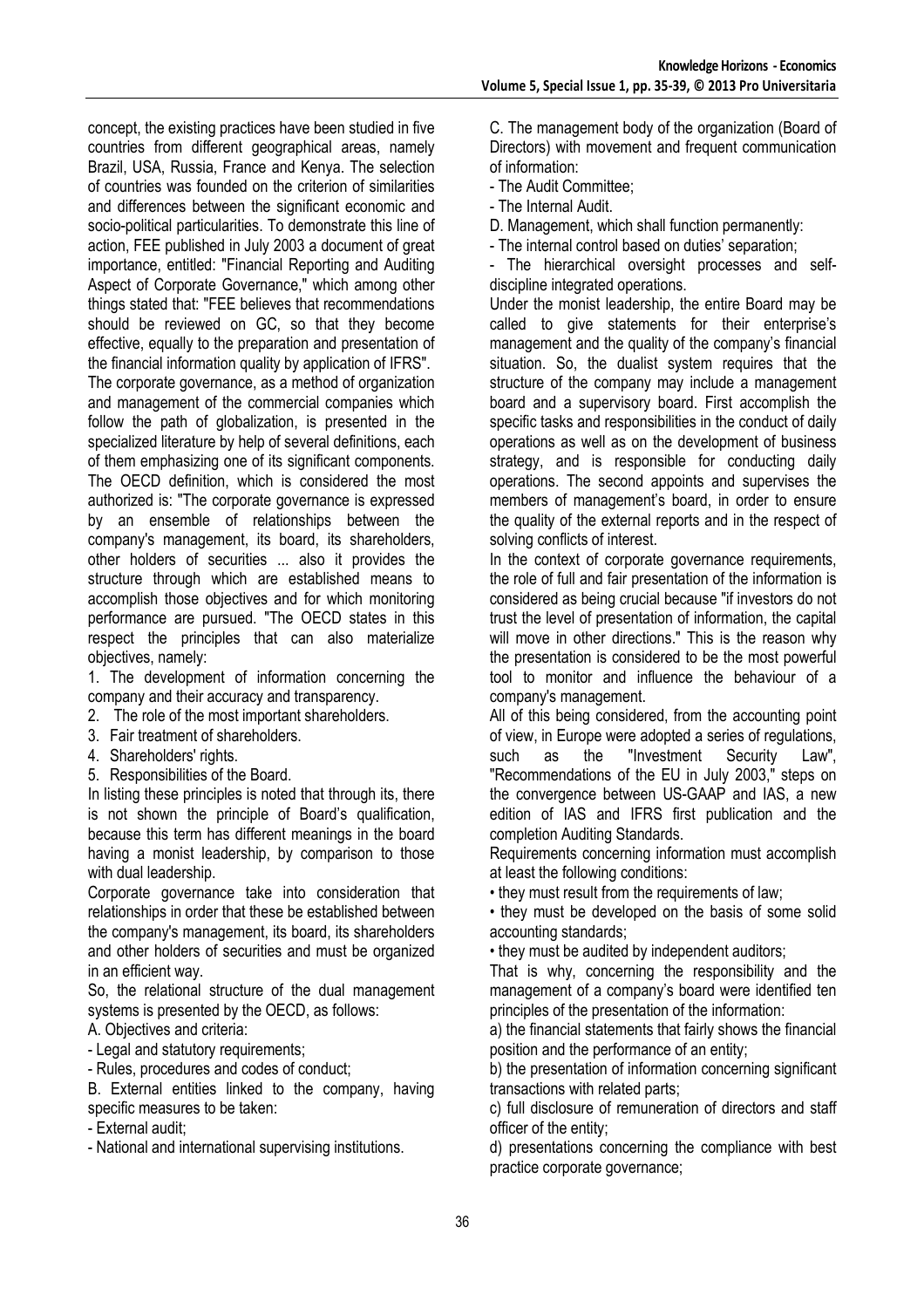concept, the existing practices have been studied in five countries from different geographical areas, namely Brazil, USA, Russia, France and Kenya. The selection of countries was founded on the criterion of similarities and differences between the significant economic and socio-political particularities. To demonstrate this line of action, FEE published in July 2003 a document of great importance, entitled: "Financial Reporting and Auditing Aspect of Corporate Governance," which among other things stated that: "FEE believes that recommendations should be reviewed on GC, so that they become effective, equally to the preparation and presentation of the financial information quality by application of IFRS".

The corporate governance, as a method of organization and management of the commercial companies which follow the path of globalization, is presented in the specialized literature by help of several definitions, each of them emphasizing one of its significant components. The OECD definition, which is considered the most authorized is: "The corporate governance is expressed by an ensemble of relationships between the company's management, its board, its shareholders, other holders of securities ... also it provides the structure through which are established means to accomplish those objectives and for which monitoring performance are pursued. "The OECD states in this respect the principles that can also materialize objectives, namely:

1. The development of information concerning the company and their accuracy and transparency.
2. The role of the most important shareholders.
3. Fair treatment of shareholders.
4. Shareholders' rights.
5. Responsibilities of the Board.

In listing these principles is noted that through its, there is not shown the principle of Board's qualification, because this term has different meanings in the board having a monist leadership, by comparison to those with dual leadership.

Corporate governance take into consideration that relationships in order that these be established between the company's management, its board, its shareholders and other holders of securities and must be organized in an efficient way.

So, the relational structure of the dual management systems is presented by the OECD, as follows:

A. Objectives and criteria:
- Legal and statutory requirements;
- Rules, procedures and codes of conduct;

B. External entities linked to the company, having specific measures to be taken:
- External audit;
- National and international supervising institutions.

C. The management body of the organization (Board of Directors) with movement and frequent communication of information:
- The Audit Committee;
- The Internal Audit.

D. Management, which shall function permanently:
- The internal control based on duties' separation;
- The hierarchical oversight processes and self-discipline integrated operations.

Under the monist leadership, the entire Board may be called to give statements for their enterprise's management and the quality of the company's financial situation. So, the dualist system requires that the structure of the company may include a management board and a supervisory board. First accomplish the specific tasks and responsibilities in the conduct of daily operations as well as on the development of business strategy, and is responsible for conducting daily operations. The second appoints and supervises the members of management's board, in order to ensure the quality of the external reports and in the respect of solving conflicts of interest.

In the context of corporate governance requirements, the role of full and fair presentation of the information is considered as being crucial because "if investors do not trust the level of presentation of information, the capital will move in other directions." This is the reason why the presentation is considered to be the most powerful tool to monitor and influence the behaviour of a company's management.

All of this being considered, from the accounting point of view, in Europe were adopted a series of regulations, such as the "Investment Security Law", "Recommendations of the EU in July 2003," steps on the convergence between US-GAAP and IAS, a new edition of IAS and IFRS first publication and the completion Auditing Standards.

Requirements concerning information must accomplish at least the following conditions:

- they must result from the requirements of law;
- they must be developed on the basis of some solid accounting standards;
- they must be audited by independent auditors;

That is why, concerning the responsibility and the management of a company's board were identified ten principles of the presentation of the information:

a) the financial statements that fairly shows the financial position and the performance of an entity;

b) the presentation of information concerning significant transactions with related parts;

c) full disclosure of remuneration of directors and staff officer of the entity;

d) presentations concerning the compliance with best practice corporate governance;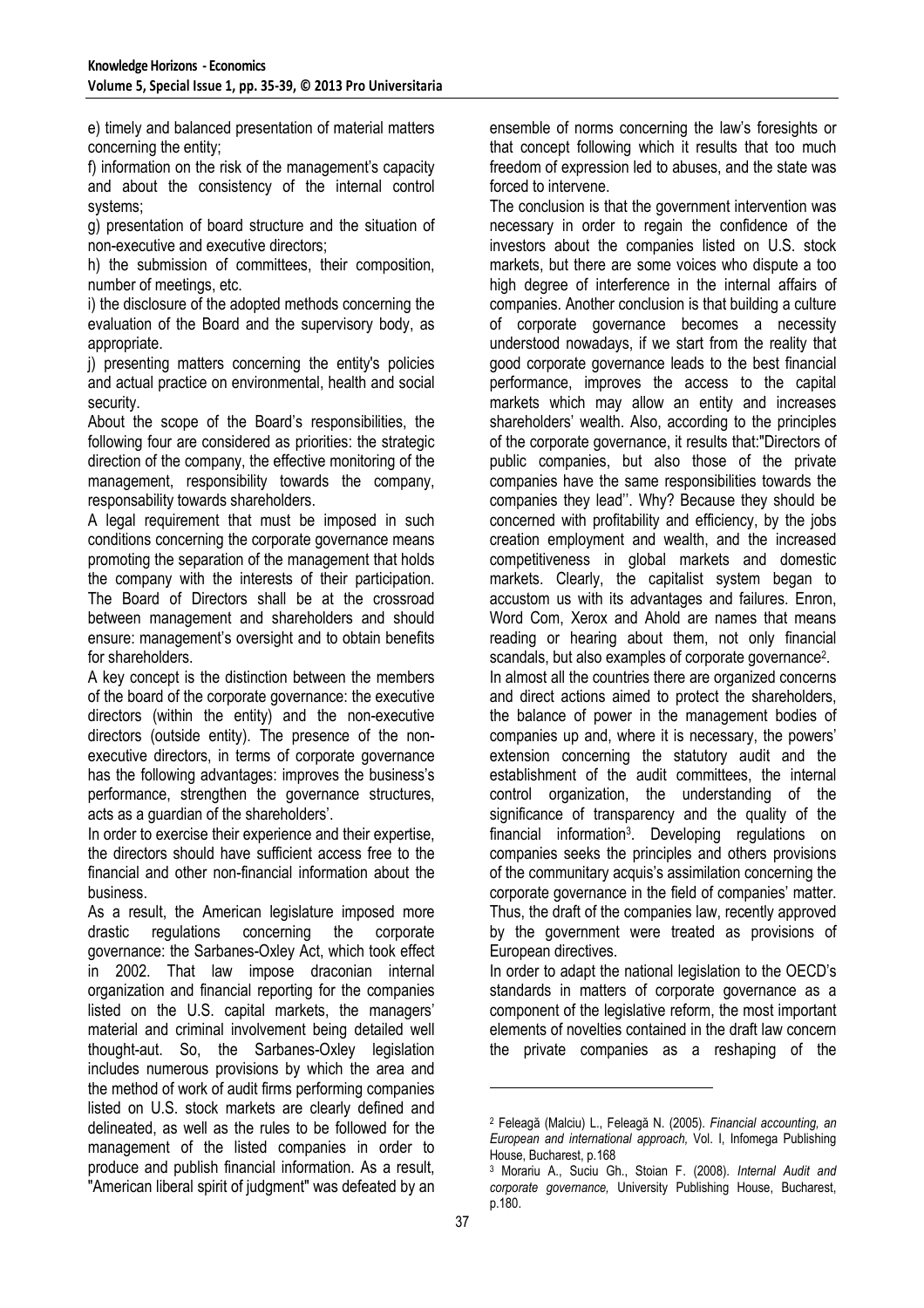e) timely and balanced presentation of material matters concerning the entity;

f) information on the risk of the management's capacity and about the consistency of the internal control systems;

g) presentation of board structure and the situation of non-executive and executive directors;

h) the submission of committees, their composition, number of meetings, etc.

i) the disclosure of the adopted methods concerning the evaluation of the Board and the supervisory body, as appropriate.

j) presenting matters concerning the entity's policies and actual practice on environmental, health and social security.

About the scope of the Board's responsibilities, the following four are considered as priorities: the strategic direction of the company, the effective monitoring of the management, responsibility towards the company, responsability towards shareholders.

A legal requirement that must be imposed in such conditions concerning the corporate governance means promoting the separation of the management that holds the company with the interests of their participation. The Board of Directors shall be at the crossroad between management and shareholders and should ensure: management's oversight and to obtain benefits for shareholders.

A key concept is the distinction between the members of the board of the corporate governance: the executive directors (within the entity) and the non-executive directors (outside entity). The presence of the non-executive directors, in terms of corporate governance has the following advantages: improves the business's performance, strengthen the governance structures, acts as a guardian of the shareholders'.

In order to exercise their experience and their expertise, the directors should have sufficient access free to the financial and other non-financial information about the business.

As a result, the American legislature imposed more drastic regulations concerning the corporate governance: the Sarbanes-Oxley Act, which took effect in 2002. That law impose draconian internal organization and financial reporting for the companies listed on the U.S. capital markets, the managers' material and criminal involvement being detailed well thought-aut. So, the Sarbanes-Oxley legislation includes numerous provisions by which the area and the method of work of audit firms performing companies listed on U.S. stock markets are clearly defined and delineated, as well as the rules to be followed for the management of the listed companies in order to produce and publish financial information. As a result, "American liberal spirit of judgment" was defeated by an ensemble of norms concerning the law's foresights or that concept following which it results that too much freedom of expression led to abuses, and the state was forced to intervene.

The conclusion is that the government intervention was necessary in order to regain the confidence of the investors about the companies listed on U.S. stock markets, but there are some voices who dispute a too high degree of interference in the internal affairs of companies. Another conclusion is that building a culture of corporate governance becomes a necessity understood nowadays, if we start from the reality that good corporate governance leads to the best financial performance, improves the access to the capital markets which may allow an entity and increases shareholders' wealth. Also, according to the principles of the corporate governance, it results that:"Directors of public companies, but also those of the private companies have the same responsibilities towards the companies they lead''. Why? Because they should be concerned with profitability and efficiency, by the jobs creation employment and wealth, and the increased competitiveness in global markets and domestic markets. Clearly, the capitalist system began to accustom us with its advantages and failures. Enron, Word Com, Xerox and Ahold are names that means reading or hearing about them, not only financial scandals, but also examples of corporate governance[2].

In almost all the countries there are organized concerns and direct actions aimed to protect the shareholders, the balance of power in the management bodies of companies up and, where it is necessary, the powers' extension concerning the statutory audit and the establishment of the audit committees, the internal control organization, the understanding of the significance of transparency and the quality of the financial information[3]. Developing regulations on companies seeks the principles and others provisions of the communitary acquis's assimilation concerning the corporate governance in the field of companies' matter. Thus, the draft of the companies law, recently approved by the government were treated as provisions of European directives.

In order to adapt the national legislation to the OECD's standards in matters of corporate governance as a component of the legislative reform, the most important elements of novelties contained in the draft law concern the private companies as a reshaping of the

---

[2] Feleagă (Malciu) L., Feleagă N. (2005). *Financial accounting, an European and international approach,* Vol. I, Infomega Publishing House, Bucharest, p.168

[3] Morariu A., Suciu Gh., Stoian F. (2008). *Internal Audit and corporate governance,* University Publishing House, Bucharest, p.180.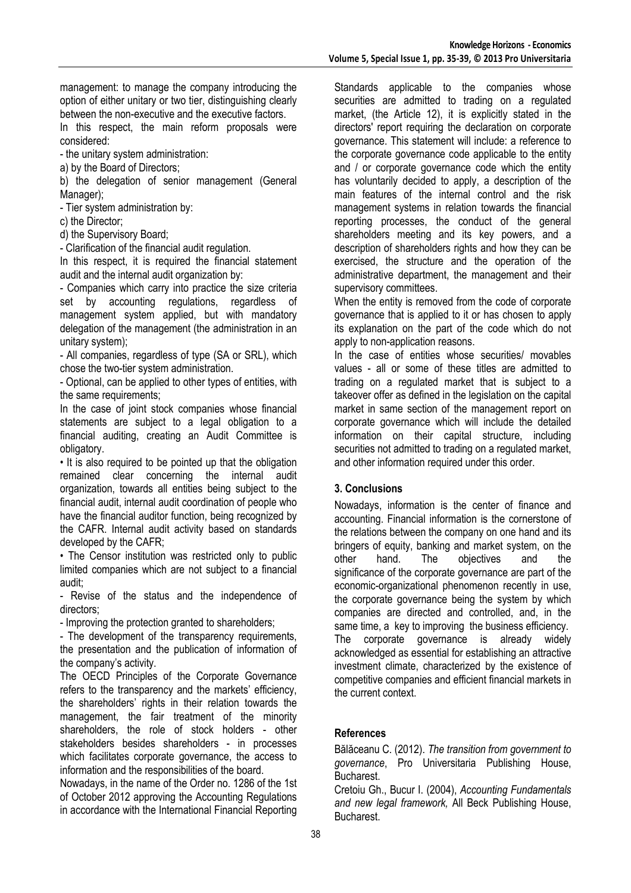management: to manage the company introducing the option of either unitary or two tier, distinguishing clearly between the non-executive and the executive factors.

In this respect, the main reform proposals were considered:

- the unitary system administration:

a) by the Board of Directors;

b) the delegation of senior management (General Manager);

- Tier system administration by:

c) the Director;

d) the Supervisory Board;

- Clarification of the financial audit regulation.

In this respect, it is required the financial statement audit and the internal audit organization by:

- Companies which carry into practice the size criteria set by accounting regulations, regardless of management system applied, but with mandatory delegation of the management (the administration in an unitary system);

- All companies, regardless of type (SA or SRL), which chose the two-tier system administration.

- Optional, can be applied to other types of entities, with the same requirements;

In the case of joint stock companies whose financial statements are subject to a legal obligation to a financial auditing, creating an Audit Committee is obligatory.

• It is also required to be pointed up that the obligation remained clear concerning the internal audit organization, towards all entities being subject to the financial audit, internal audit coordination of people who have the financial auditor function, being recognized by the CAFR. Internal audit activity based on standards developed by the CAFR;

• The Censor institution was restricted only to public limited companies which are not subject to a financial audit;

- Revise of the status and the independence of directors;

- Improving the protection granted to shareholders;

- The development of the transparency requirements, the presentation and the publication of information of the company's activity.

The OECD Principles of the Corporate Governance refers to the transparency and the markets' efficiency, the shareholders' rights in their relation towards the management, the fair treatment of the minority shareholders, the role of stock holders - other stakeholders besides shareholders - in processes which facilitates corporate governance, the access to information and the responsibilities of the board.

Nowadays, in the name of the Order no. 1286 of the 1st of October 2012 approving the Accounting Regulations in accordance with the International Financial Reporting Standards applicable to the companies whose securities are admitted to trading on a regulated market, (the Article 12), it is explicitly stated in the directors' report requiring the declaration on corporate governance. This statement will include: a reference to the corporate governance code applicable to the entity and / or corporate governance code which the entity has voluntarily decided to apply, a description of the main features of the internal control and the risk management systems in relation towards the financial reporting processes, the conduct of the general shareholders meeting and its key powers, and a description of shareholders rights and how they can be exercised, the structure and the operation of the administrative department, the management and their supervisory committees.

When the entity is removed from the code of corporate governance that is applied to it or has chosen to apply its explanation on the part of the code which do not apply to non-application reasons.

In the case of entities whose securities/ movables values - all or some of these titles are admitted to trading on a regulated market that is subject to a takeover offer as defined in the legislation on the capital market in same section of the management report on corporate governance which will include the detailed information on their capital structure, including securities not admitted to trading on a regulated market, and other information required under this order.

## 3. Conclusions

Nowadays, information is the center of finance and accounting. Financial information is the cornerstone of the relations between the company on one hand and its bringers of equity, banking and market system, on the other hand. The objectives and the significance of the corporate governance are part of the economic-organizational phenomenon recently in use, the corporate governance being the system by which companies are directed and controlled, and, in the same time, a key to improving the business efficiency. The corporate governance is already widely acknowledged as essential for establishing an attractive investment climate, characterized by the existence of competitive companies and efficient financial markets in the current context.

## References

Bălăceanu C. (2012). *The transition from government to governance*, Pro Universitaria Publishing House, Bucharest.

Cretoiu Gh., Bucur I. (2004), *Accounting Fundamentals and new legal framework,* All Beck Publishing House, Bucharest.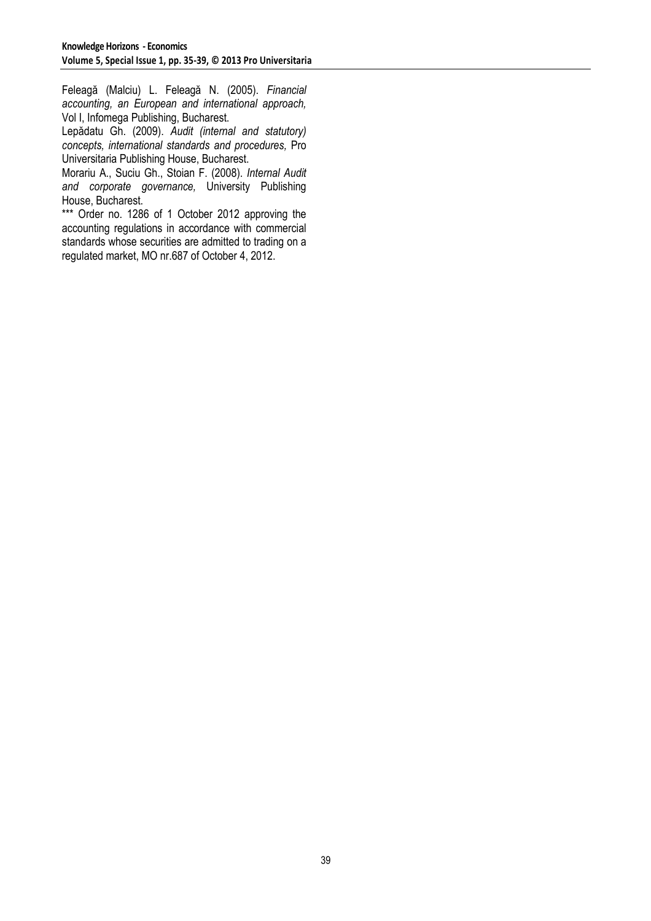Feleagă (Malciu) L. Feleagă N. (2005). *Financial accounting, an European and international approach,* Vol I, Infomega Publishing, Bucharest.

Lepădatu Gh. (2009). *Audit (internal and statutory) concepts, international standards and procedures,* Pro Universitaria Publishing House, Bucharest.

Morariu A., Suciu Gh., Stoian F. (2008). *Internal Audit and corporate governance,* University Publishing House, Bucharest.

*** Order no. 1286 of 1 October 2012 approving the accounting regulations in accordance with commercial standards whose securities are admitted to trading on a regulated market, MO nr.687 of October 4, 2012.